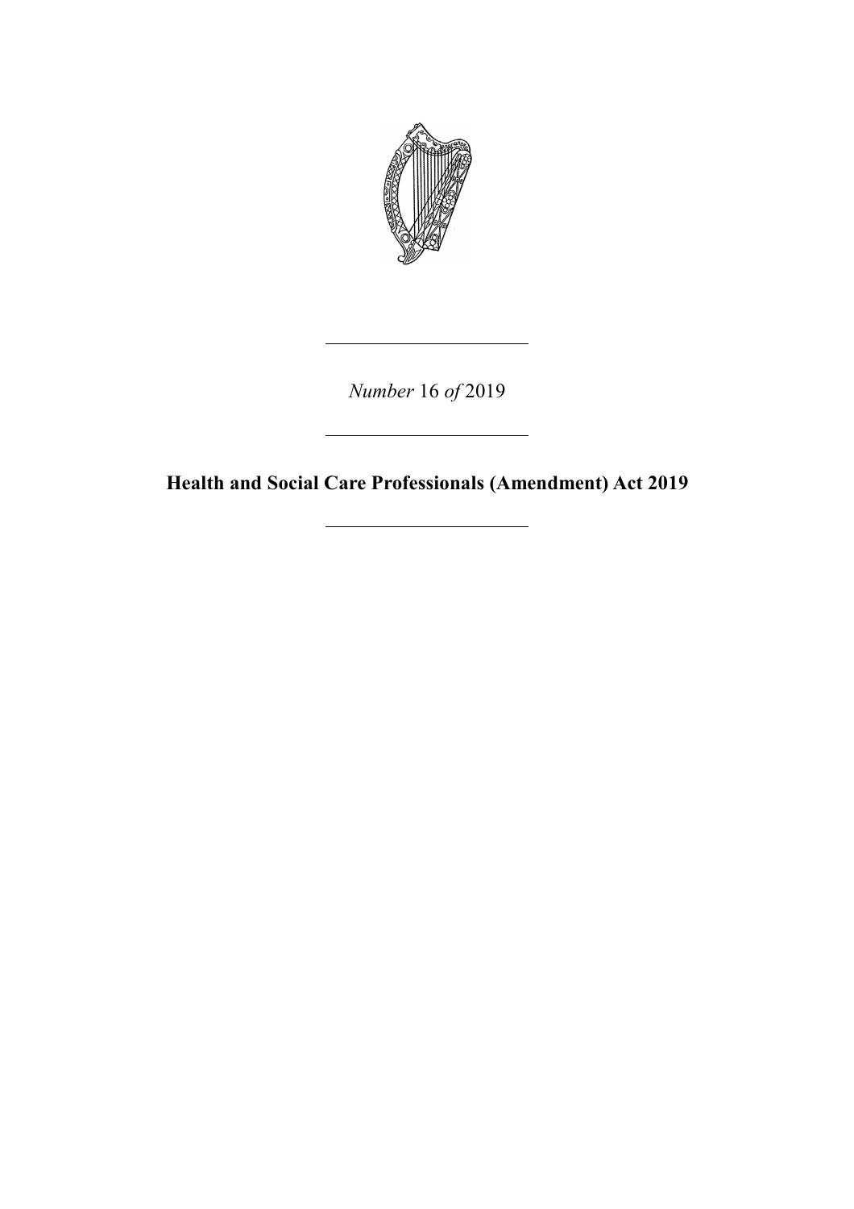*Number* 16 *of* 2019

# Health and Social Care Professionals (Amendment) Act 2019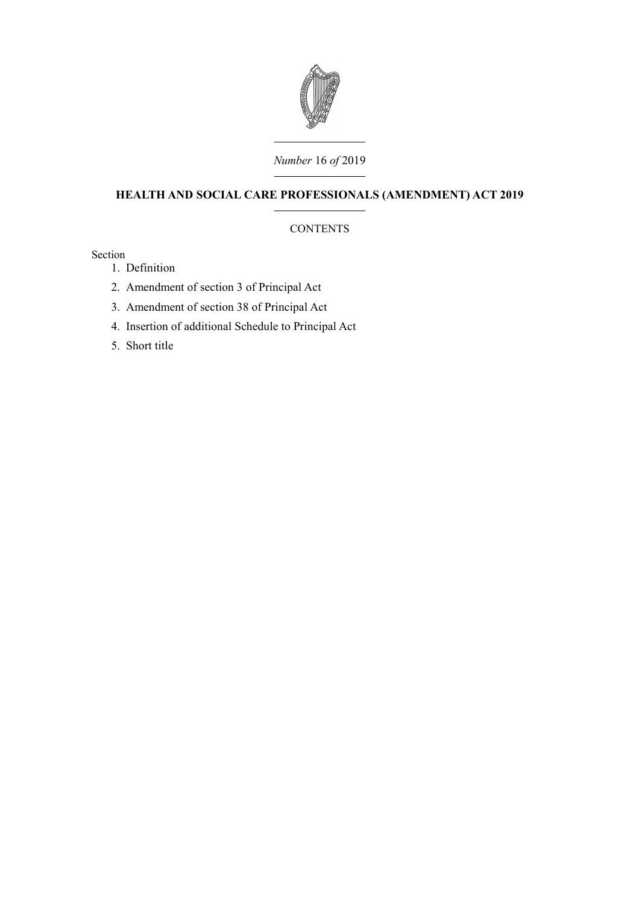*Number* 16 *of* 2019

# HEALTH AND SOCIAL CARE PROFESSIONALS (AMENDMENT) ACT 2019

CONTENTS

Section

1. Definition
2. Amendment of section 3 of Principal Act
3. Amendment of section 38 of Principal Act
4. Insertion of additional Schedule to Principal Act
5. Short title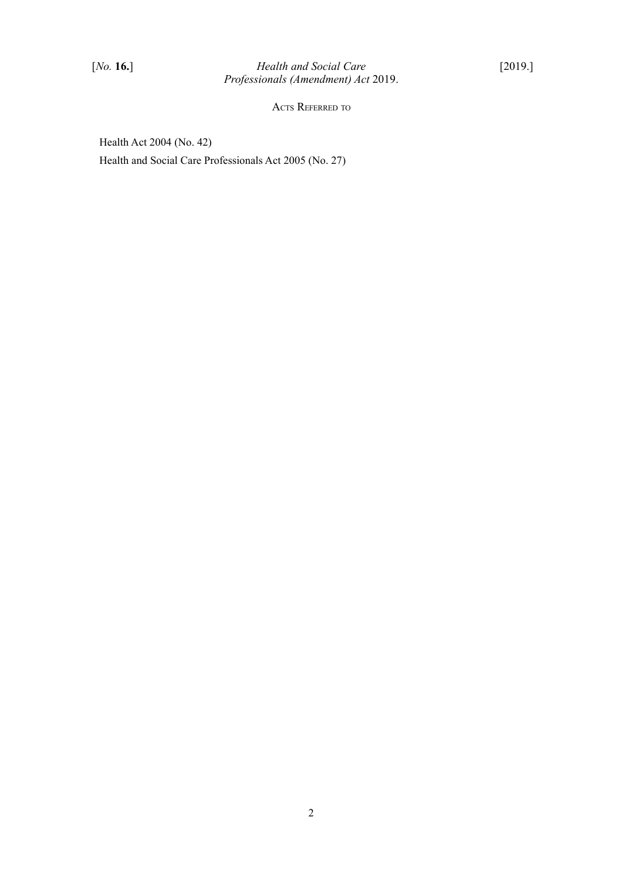## Acts Referred to

Health Act 2004 (No. 42)

Health and Social Care Professionals Act 2005 (No. 27)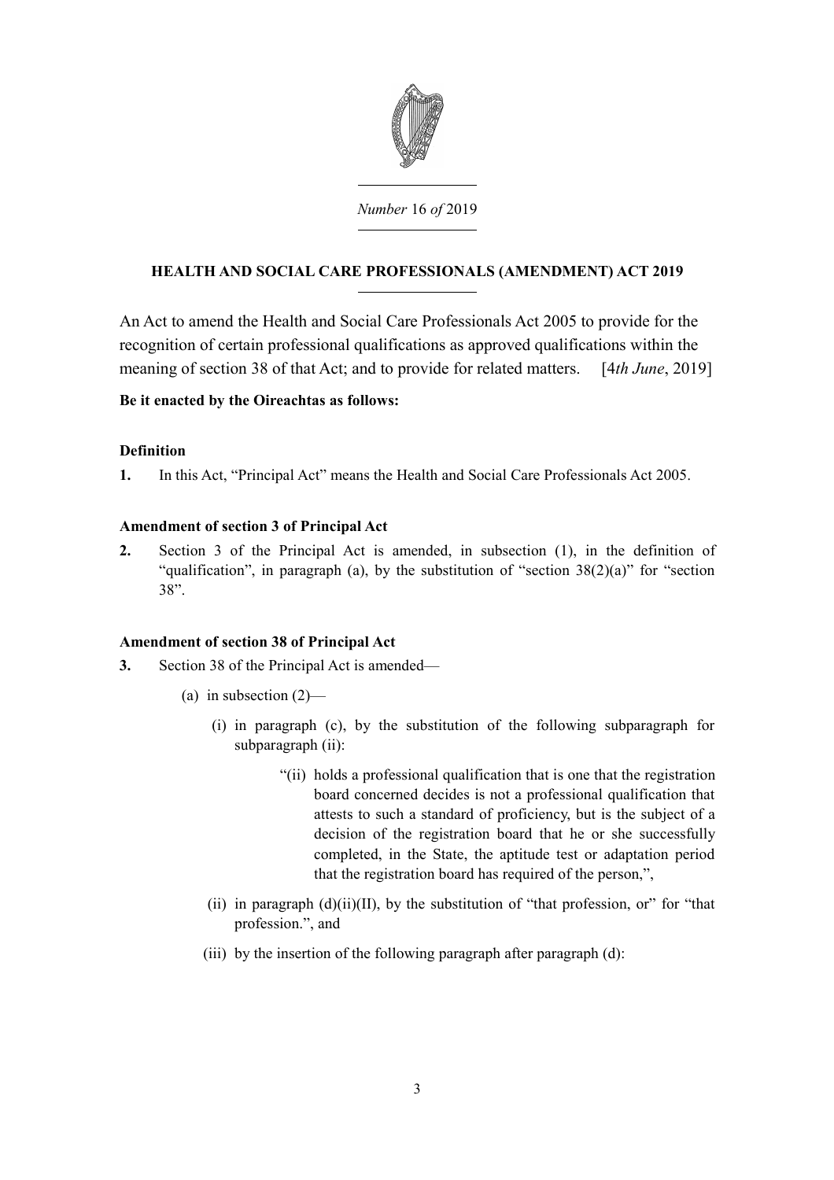*Number* 16 *of* 2019

**HEALTH AND SOCIAL CARE PROFESSIONALS (AMENDMENT) ACT 2019**

An Act to amend the Health and Social Care Professionals Act 2005 to provide for the recognition of certain professional qualifications as approved qualifications within the meaning of section 38 of that Act; and to provide for related matters. [4*th June*, 2019]

**Be it enacted by the Oireachtas as follows:**

**Definition**

**1.** In this Act, "Principal Act" means the Health and Social Care Professionals Act 2005.

**Amendment of section 3 of Principal Act**

**2.** Section 3 of the Principal Act is amended, in subsection (1), in the definition of "qualification", in paragraph (a), by the substitution of "section 38(2)(a)" for "section 38".

**Amendment of section 38 of Principal Act**

**3.** Section 38 of the Principal Act is amended—

(a) in subsection (2)—

(i) in paragraph (c), by the substitution of the following subparagraph for subparagraph (ii):

"(ii) holds a professional qualification that is one that the registration board concerned decides is not a professional qualification that attests to such a standard of proficiency, but is the subject of a decision of the registration board that he or she successfully completed, in the State, the aptitude test or adaptation period that the registration board has required of the person,",

(ii) in paragraph (d)(ii)(II), by the substitution of "that profession, or" for "that profession.", and

(iii) by the insertion of the following paragraph after paragraph (d):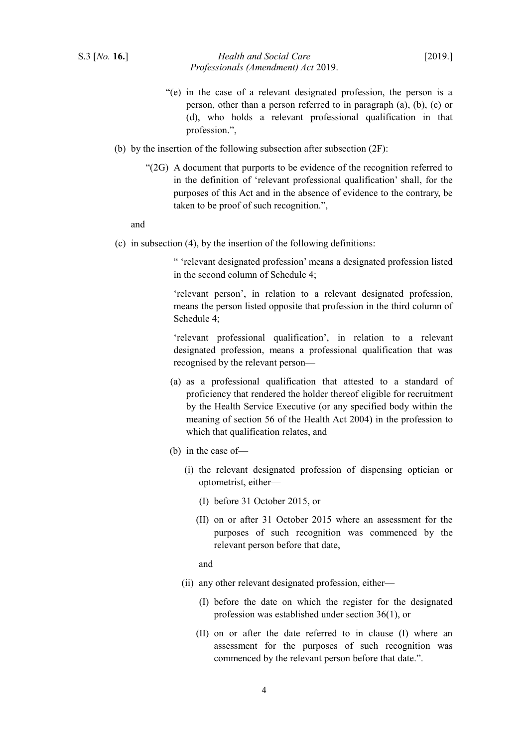"(e) in the case of a relevant designated profession, the person is a person, other than a person referred to in paragraph (a), (b), (c) or (d), who holds a relevant professional qualification in that profession.",

(b) by the insertion of the following subsection after subsection (2F):

"(2G) A document that purports to be evidence of the recognition referred to in the definition of 'relevant professional qualification' shall, for the purposes of this Act and in the absence of evidence to the contrary, be taken to be proof of such recognition.",

and

(c) in subsection (4), by the insertion of the following definitions:

" 'relevant designated profession' means a designated profession listed in the second column of Schedule 4;

'relevant person', in relation to a relevant designated profession, means the person listed opposite that profession in the third column of Schedule 4;

'relevant professional qualification', in relation to a relevant designated profession, means a professional qualification that was recognised by the relevant person—

(a) as a professional qualification that attested to a standard of proficiency that rendered the holder thereof eligible for recruitment by the Health Service Executive (or any specified body within the meaning of section 56 of the Health Act 2004) in the profession to which that qualification relates, and

(b) in the case of—

(i) the relevant designated profession of dispensing optician or optometrist, either—

(I) before 31 October 2015, or

(II) on or after 31 October 2015 where an assessment for the purposes of such recognition was commenced by the relevant person before that date,

and

(ii) any other relevant designated profession, either—

(I) before the date on which the register for the designated profession was established under section 36(1), or

(II) on or after the date referred to in clause (I) where an assessment for the purposes of such recognition was commenced by the relevant person before that date.".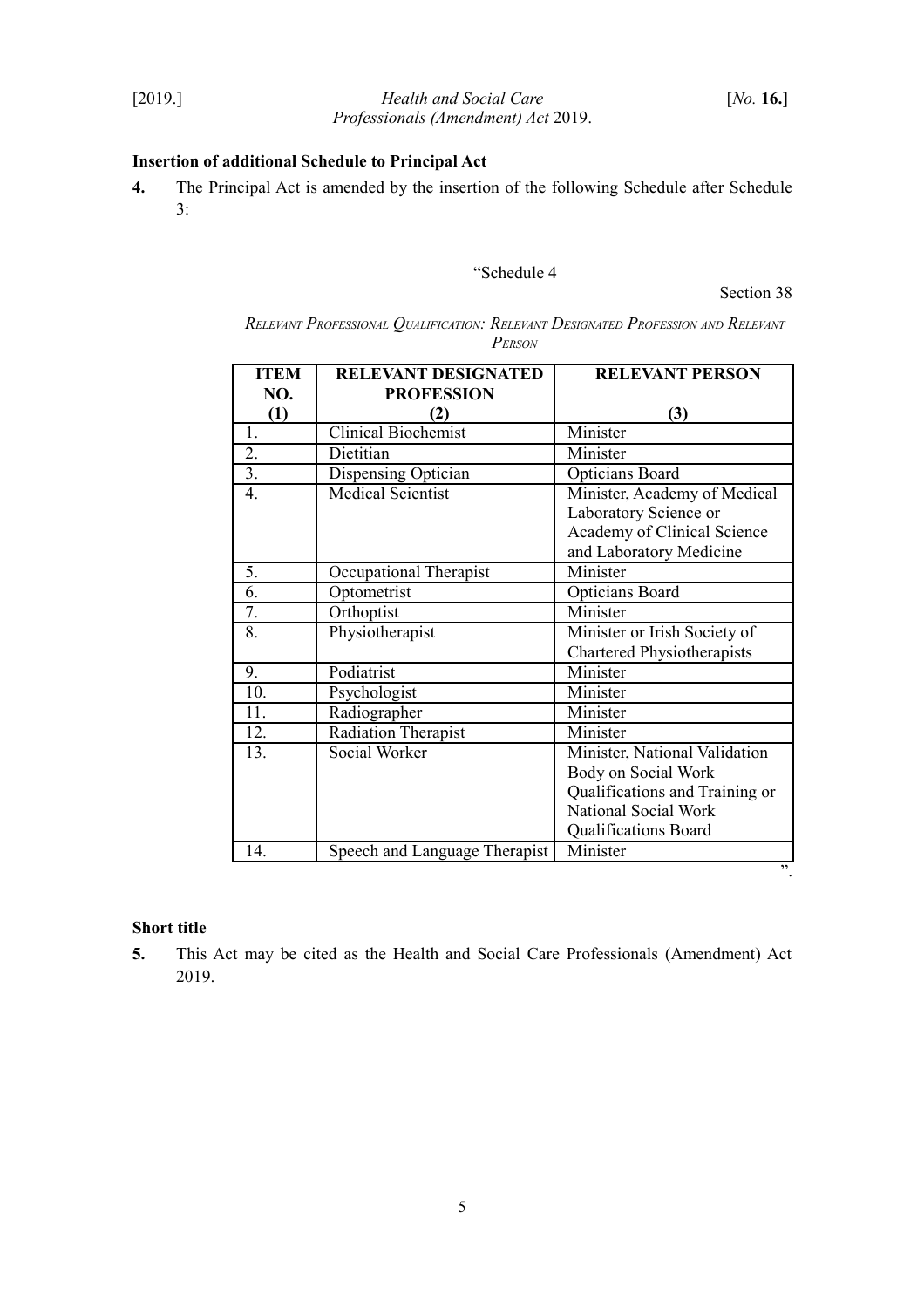**Insertion of additional Schedule to Principal Act**

**4.** The Principal Act is amended by the insertion of the following Schedule after Schedule 3:

"Schedule 4

Section 38

*Relevant Professional Qualification: Relevant Designated Profession and Relevant Person*

| ITEM NO. (1) | RELEVANT DESIGNATED PROFESSION (2) | RELEVANT PERSON (3) |
|---|---|---|
| 1. | Clinical Biochemist | Minister |
| 2. | Dietitian | Minister |
| 3. | Dispensing Optician | Opticians Board |
| 4. | Medical Scientist | Minister, Academy of Medical Laboratory Science or Academy of Clinical Science and Laboratory Medicine |
| 5. | Occupational Therapist | Minister |
| 6. | Optometrist | Opticians Board |
| 7. | Orthoptist | Minister |
| 8. | Physiotherapist | Minister or Irish Society of Chartered Physiotherapists |
| 9. | Podiatrist | Minister |
| 10. | Psychologist | Minister |
| 11. | Radiographer | Minister |
| 12. | Radiation Therapist | Minister |
| 13. | Social Worker | Minister, National Validation Body on Social Work Qualifications and Training or National Social Work Qualifications Board |
| 14. | Speech and Language Therapist | Minister |

".

**Short title**

**5.** This Act may be cited as the Health and Social Care Professionals (Amendment) Act 2019.